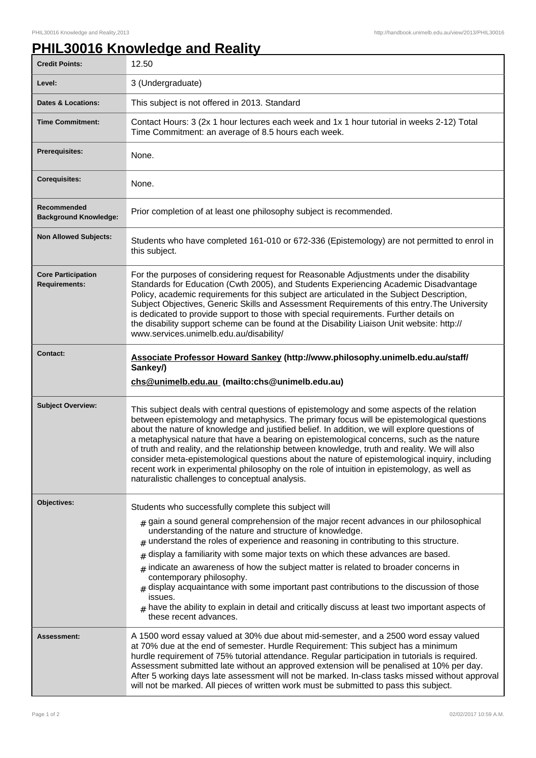# PHIL30016 Knowledge and Reality

| | |
|---|---|
| **Credit Points:** | 12.50 |
| **Level:** | 3 (Undergraduate) |
| **Dates & Locations:** | This subject is not offered in 2013. Standard |
| **Time Commitment:** | Contact Hours: 3 (2x 1 hour lectures each week and 1x 1 hour tutorial in weeks 2-12) Total Time Commitment: an average of 8.5 hours each week. |
| **Prerequisites:** | None. |
| **Corequisites:** | None. |
| **Recommended Background Knowledge:** | Prior completion of at least one philosophy subject is recommended. |
| **Non Allowed Subjects:** | Students who have completed 161-010 or 672-336 (Epistemology) are not permitted to enrol in this subject. |
| **Core Participation Requirements:** | For the purposes of considering request for Reasonable Adjustments under the disability Standards for Education (Cwth 2005), and Students Experiencing Academic Disadvantage Policy, academic requirements for this subject are articulated in the Subject Description, Subject Objectives, Generic Skills and Assessment Requirements of this entry.The University is dedicated to provide support to those with special requirements. Further details on the disability support scheme can be found at the Disability Liaison Unit website: http://www.services.unimelb.edu.au/disability/ |
| **Contact:** | **Associate Professor Howard Sankey (http://www.philosophy.unimelb.edu.au/staff/Sankey/)** <br> **chs@unimelb.edu.au (mailto:chs@unimelb.edu.au)** |
| **Subject Overview:** | This subject deals with central questions of epistemology and some aspects of the relation between epistemology and metaphysics. The primary focus will be epistemological questions about the nature of knowledge and justified belief. In addition, we will explore questions of a metaphysical nature that have a bearing on epistemological concerns, such as the nature of truth and reality, and the relationship between knowledge, truth and reality. We will also consider meta-epistemological questions about the nature of epistemological inquiry, including recent work in experimental philosophy on the role of intuition in epistemology, as well as naturalistic challenges to conceptual analysis. |
| **Objectives:** | Students who successfully complete this subject will <br> # gain a sound general comprehension of the major recent advances in our philosophical understanding of the nature and structure of knowledge. <br> # understand the roles of experience and reasoning in contributing to this structure. <br> # display a familiarity with some major texts on which these advances are based. <br> # indicate an awareness of how the subject matter is related to broader concerns in contemporary philosophy. <br> # display acquaintance with some important past contributions to the discussion of those issues. <br> # have the ability to explain in detail and critically discuss at least two important aspects of these recent advances. |
| **Assessment:** | A 1500 word essay valued at 30% due about mid-semester, and a 2500 word essay valued at 70% due at the end of semester. Hurdle Requirement: This subject has a minimum hurdle requirement of 75% tutorial attendance. Regular participation in tutorials is required. Assessment submitted late without an approved extension will be penalised at 10% per day. After 5 working days late assessment will not be marked. In-class tasks missed without approval will not be marked. All pieces of written work must be submitted to pass this subject. |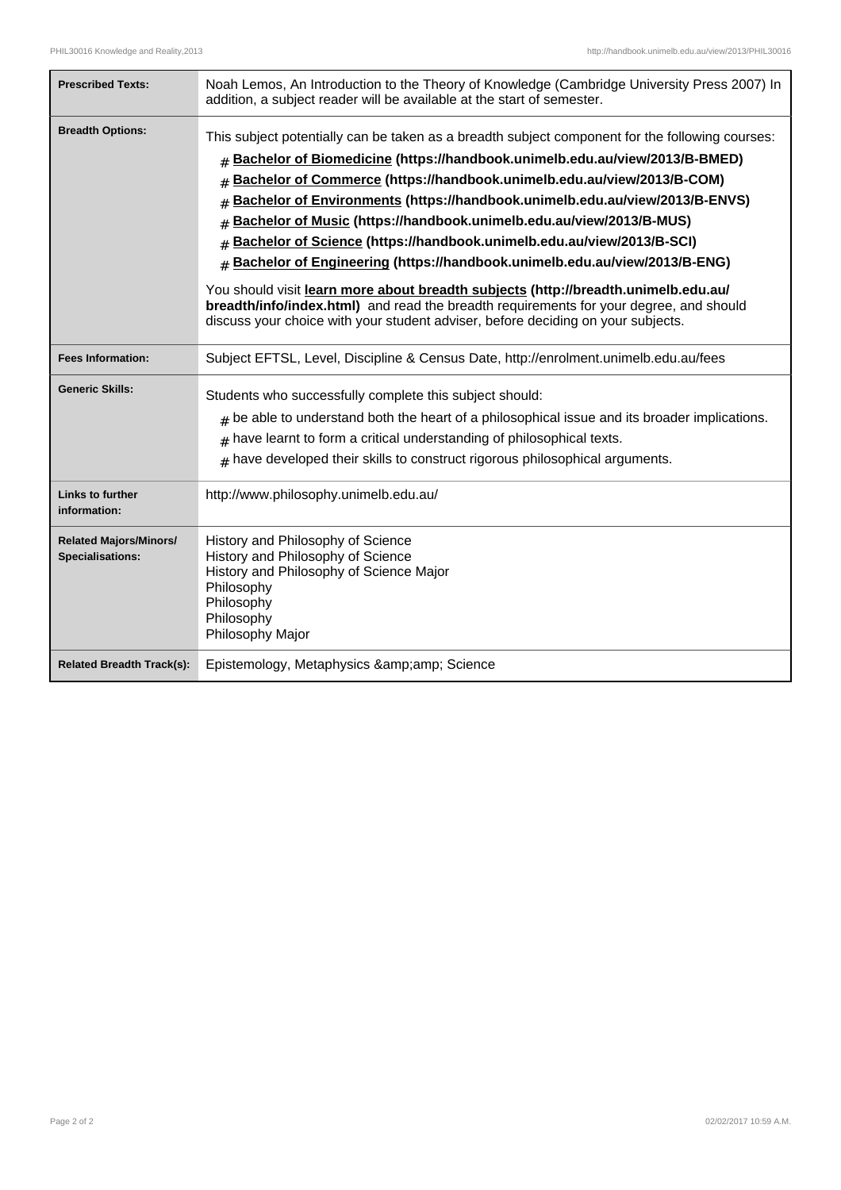| | |
|---|---|
| **Prescribed Texts:** | Noah Lemos, An Introduction to the Theory of Knowledge (Cambridge University Press 2007) In addition, a subject reader will be available at the start of semester. |
| **Breadth Options:** | This subject potentially can be taken as a breadth subject component for the following courses: <br># **Bachelor of Biomedicine (https://handbook.unimelb.edu.au/view/2013/B-BMED)** <br># **Bachelor of Commerce (https://handbook.unimelb.edu.au/view/2013/B-COM)** <br># **Bachelor of Environments (https://handbook.unimelb.edu.au/view/2013/B-ENVS)** <br># **Bachelor of Music (https://handbook.unimelb.edu.au/view/2013/B-MUS)** <br># **Bachelor of Science (https://handbook.unimelb.edu.au/view/2013/B-SCI)** <br># **Bachelor of Engineering (https://handbook.unimelb.edu.au/view/2013/B-ENG)** <br>You should visit **learn more about breadth subjects (http://breadth.unimelb.edu.au/breadth/info/index.html)** and read the breadth requirements for your degree, and should discuss your choice with your student adviser, before deciding on your subjects. |
| **Fees Information:** | Subject EFTSL, Level, Discipline & Census Date, http://enrolment.unimelb.edu.au/fees |
| **Generic Skills:** | Students who successfully complete this subject should: <br># be able to understand both the heart of a philosophical issue and its broader implications. <br># have learnt to form a critical understanding of philosophical texts. <br># have developed their skills to construct rigorous philosophical arguments. |
| **Links to further information:** | http://www.philosophy.unimelb.edu.au/ |
| **Related Majors/Minors/ Specialisations:** | History and Philosophy of Science <br>History and Philosophy of Science <br>History and Philosophy of Science Major <br>Philosophy <br>Philosophy <br>Philosophy <br>Philosophy Major |
| **Related Breadth Track(s):** | Epistemology, Metaphysics &amp;amp; Science |